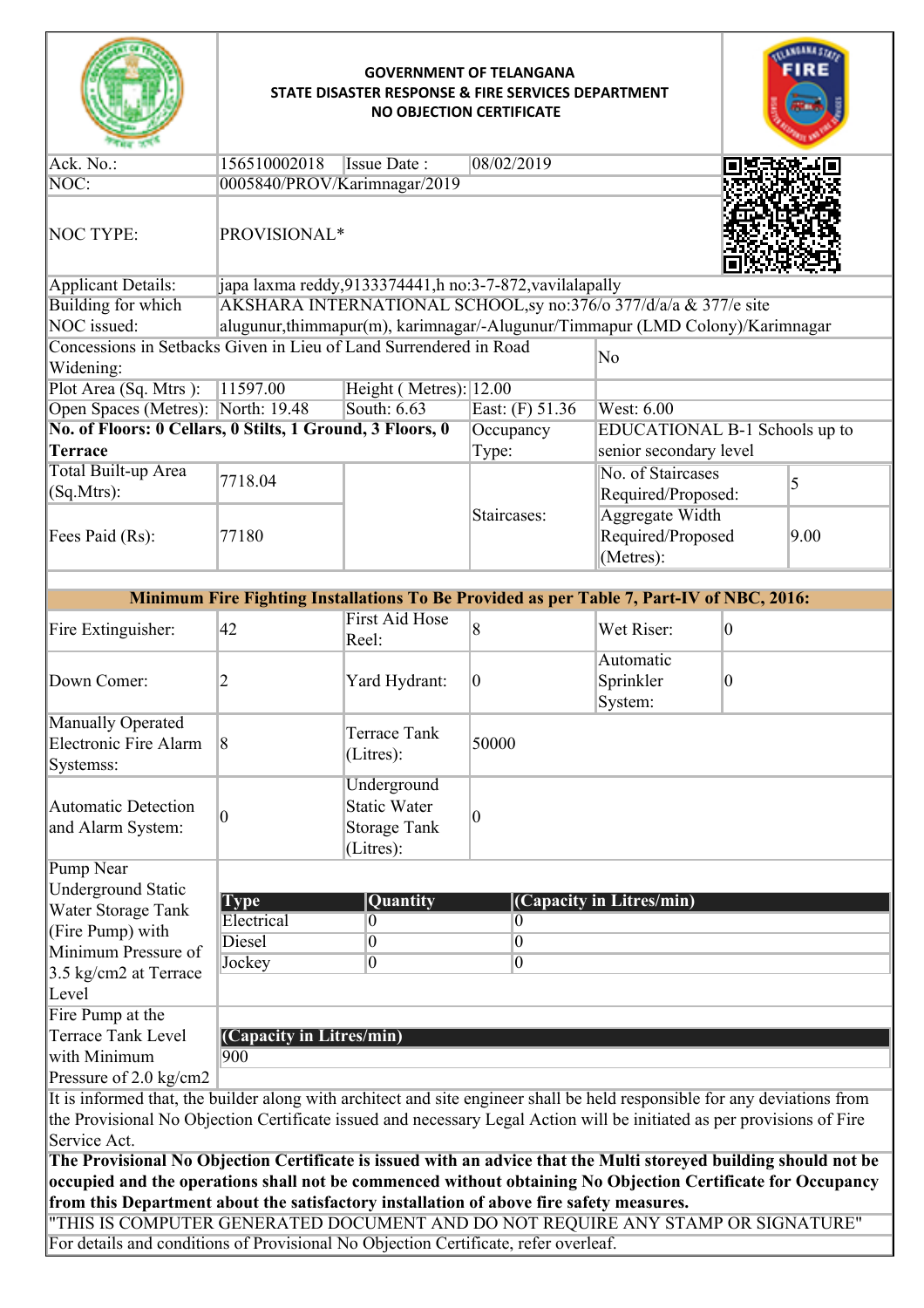# GOVERNMENT OF TELANGANA
## STATE DISASTER RESPONSE & FIRE SERVICES DEPARTMENT
## NO OBJECTION CERTIFICATE

| | | | |
|---|---|---|---|
| Ack. No.: | 156510002018 | Issue Date : | 08/02/2019 |
| NOC: | 0005840/PROV/Karimnagar/2019 | | |
| NOC TYPE: | PROVISIONAL* | | |
| Applicant Details: | japa laxma reddy,9133374441,h no:3-7-872,vavilalapally | | |
| Building for which NOC issued: | AKSHARA INTERNATIONAL SCHOOL,sy no:376/o 377/d/a/a & 377/e site alugunur,thimmapur(m), karimnagar/-Alugunur/Timmapur (LMD Colony)/Karimnagar | | |

| | | | |
|---|---|---|---|
| Concessions in Setbacks Given in Lieu of Land Surrendered in Road Widening: | | | No |
| Plot Area (Sq. Mtrs ): 11597.00 | Height ( Metres): 12.00 | | |
| Open Spaces (Metres): | North: 19.48 | South: 6.63 | East: (F) 51.36 | West: 6.00 |

| | | | | |
|---|---|---|---|---|
| **No. of Floors: 0 Cellars, 0 Stilts, 1 Ground, 3 Floors, 0 Terrace** | | Occupancy Type: | EDUCATIONAL B-1 Schools up to senior secondary level | |
| Total Built-up Area (Sq.Mtrs): | 7718.04 | Staircases: | No. of Staircases Required/Proposed: | 5 |
| Fees Paid (Rs): | 77180 | | Aggregate Width Required/Proposed (Metres): | 9.00 |

**Minimum Fire Fighting Installations To Be Provided as per Table 7, Part-IV of NBC, 2016:**

| | | | | | |
|---|---|---|---|---|---|
| Fire Extinguisher: | 42 | First Aid Hose Reel: | 8 | Wet Riser: | 0 |
| Down Comer: | 2 | Yard Hydrant: | 0 | Automatic Sprinkler System: | 0 |
| Manually Operated Electronic Fire Alarm Systemss: | 8 | Terrace Tank (Litres): | 50000 | | |
| Automatic Detection and Alarm System: | 0 | Underground Static Water Storage Tank (Litres): | 0 | | |

Pump Near Underground Static Water Storage Tank (Fire Pump) with Minimum Pressure of 3.5 kg/cm2 at Terrace Level

| Type | Quantity | (Capacity in Litres/min) |
|---|---|---|
| Electrical | 0 | 0 |
| Diesel | 0 | 0 |
| Jockey | 0 | 0 |

Fire Pump at the Terrace Tank Level with Minimum Pressure of 2.0 kg/cm2

| (Capacity in Litres/min) |
|---|
| 900 |

It is informed that, the builder along with architect and site engineer shall be held responsible for any deviations from the Provisional No Objection Certificate issued and necessary Legal Action will be initiated as per provisions of Fire Service Act.

**The Provisional No Objection Certificate is issued with an advice that the Multi storeyed building should not be occupied and the operations shall not be commenced without obtaining No Objection Certificate for Occupancy from this Department about the satisfactory installation of above fire safety measures.**

"THIS IS COMPUTER GENERATED DOCUMENT AND DO NOT REQUIRE ANY STAMP OR SIGNATURE"

For details and conditions of Provisional No Objection Certificate, refer overleaf.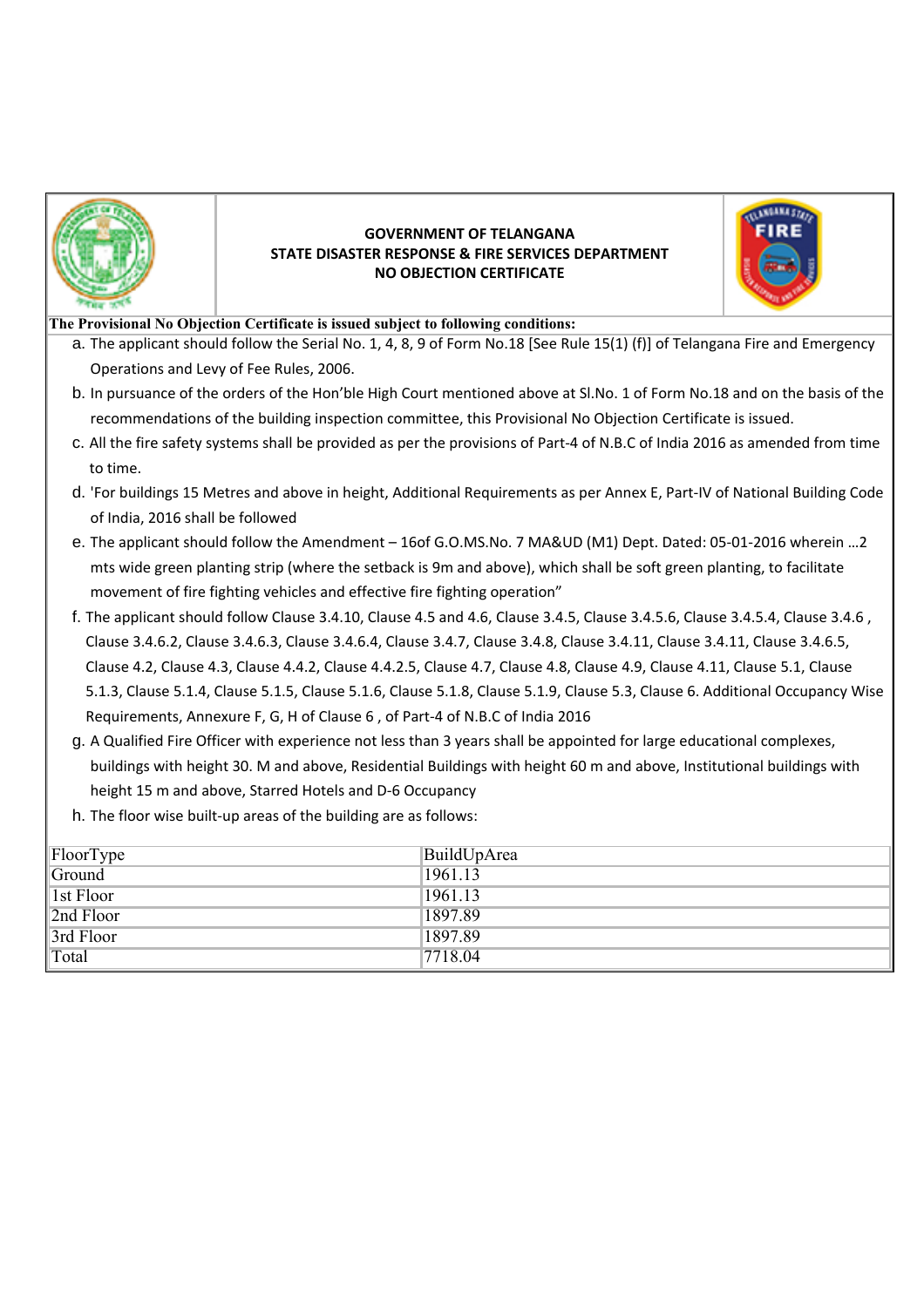**GOVERNMENT OF TELANGANA**
**STATE DISASTER RESPONSE & FIRE SERVICES DEPARTMENT**
**NO OBJECTION CERTIFICATE**

**The Provisional No Objection Certificate is issued subject to following conditions:**

a. The applicant should follow the Serial No. 1, 4, 8, 9 of Form No.18 [See Rule 15(1) (f)] of Telangana Fire and Emergency Operations and Levy of Fee Rules, 2006.

b. In pursuance of the orders of the Hon'ble High Court mentioned above at Sl.No. 1 of Form No.18 and on the basis of the recommendations of the building inspection committee, this Provisional No Objection Certificate is issued.

c. All the fire safety systems shall be provided as per the provisions of Part-4 of N.B.C of India 2016 as amended from time to time.

d. 'For buildings 15 Metres and above in height, Additional Requirements as per Annex E, Part-IV of National Building Code of India, 2016 shall be followed

e. The applicant should follow the Amendment – 16of G.O.MS.No. 7 MA&UD (M1) Dept. Dated: 05-01-2016 wherein …2 mts wide green planting strip (where the setback is 9m and above), which shall be soft green planting, to facilitate movement of fire fighting vehicles and effective fire fighting operation"

f. The applicant should follow Clause 3.4.10, Clause 4.5 and 4.6, Clause 3.4.5, Clause 3.4.5.6, Clause 3.4.5.4, Clause 3.4.6 , Clause 3.4.6.2, Clause 3.4.6.3, Clause 3.4.6.4, Clause 3.4.7, Clause 3.4.8, Clause 3.4.11, Clause 3.4.11, Clause 3.4.6.5, Clause 4.2, Clause 4.3, Clause 4.4.2, Clause 4.4.2.5, Clause 4.7, Clause 4.8, Clause 4.9, Clause 4.11, Clause 5.1, Clause 5.1.3, Clause 5.1.4, Clause 5.1.5, Clause 5.1.6, Clause 5.1.8, Clause 5.1.9, Clause 5.3, Clause 6. Additional Occupancy Wise Requirements, Annexure F, G, H of Clause 6 , of Part-4 of N.B.C of India 2016

g. A Qualified Fire Officer with experience not less than 3 years shall be appointed for large educational complexes, buildings with height 30. M and above, Residential Buildings with height 60 m and above, Institutional buildings with height 15 m and above, Starred Hotels and D-6 Occupancy

h. The floor wise built-up areas of the building are as follows:

| FloorType | BuildUpArea |
|---|---|
| Ground | 1961.13 |
| 1st Floor | 1961.13 |
| 2nd Floor | 1897.89 |
| 3rd Floor | 1897.89 |
| Total | 7718.04 |